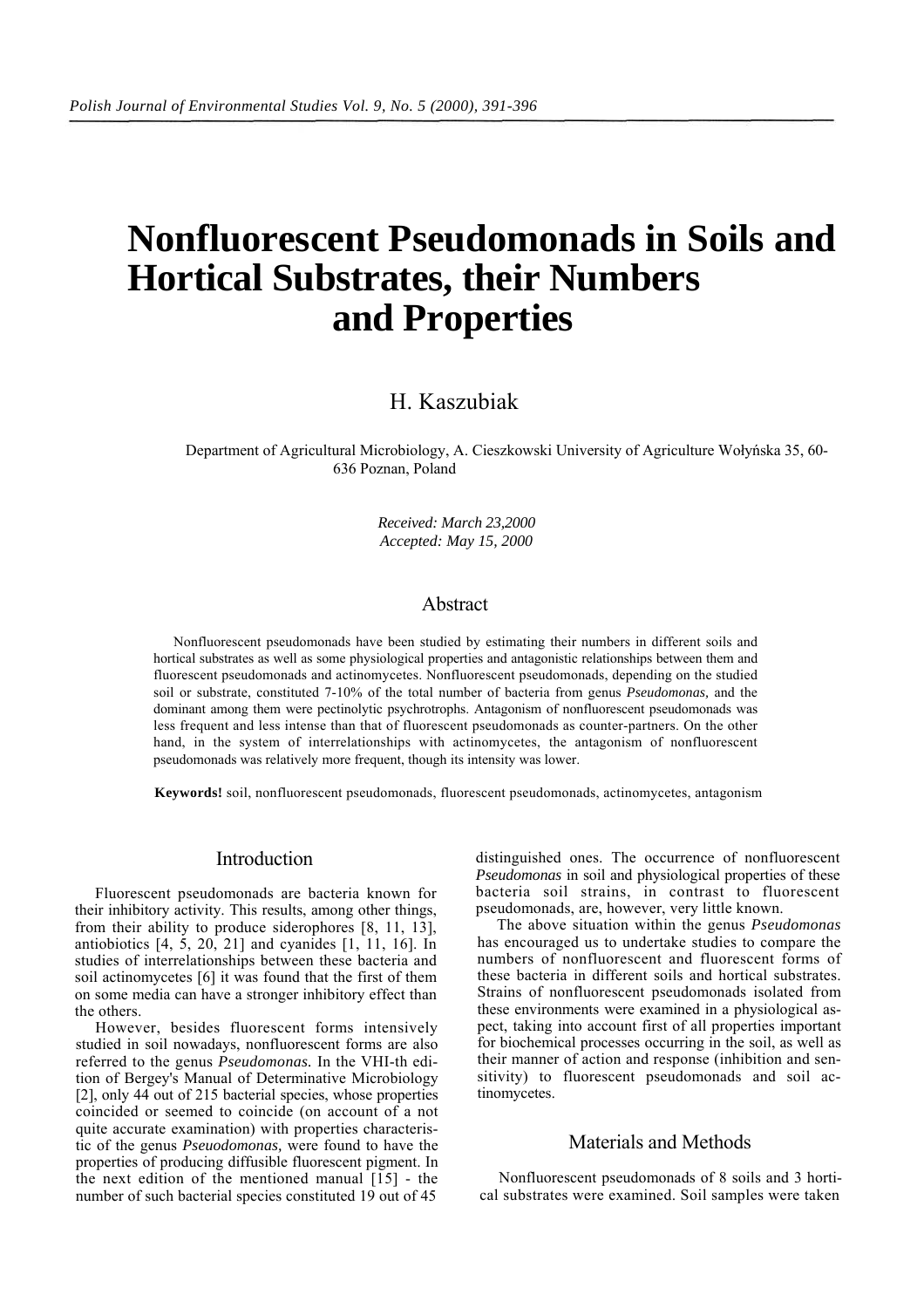# Nonfluorescent Pseudomonads in Soils and Hortical Substrates, their Numbers and Properties

H. Kaszubiak

Department of Agricultural Microbiology, A. Cieszkowski University of Agriculture Wołyńska 35, 60-636 Poznan, Poland

*Received: March 23,2000*
*Accepted: May 15, 2000*

## Abstract

Nonfluorescent pseudomonads have been studied by estimating their numbers in different soils and hortical substrates as well as some physiological properties and antagonistic relationships between them and fluorescent pseudomonads and actinomycetes. Nonfluorescent pseudomonads, depending on the studied soil or substrate, constituted 7-10% of the total number of bacteria from genus *Pseudomonas,* and the dominant among them were pectinolytic psychrotrophs. Antagonism of nonfluorescent pseudomonads was less frequent and less intense than that of fluorescent pseudomonads as counter-partners. On the other hand, in the system of interrelationships with actinomycetes, the antagonism of nonfluorescent pseudomonads was relatively more frequent, though its intensity was lower.

**Keywords!** soil, nonfluorescent pseudomonads, fluorescent pseudomonads, actinomycetes, antagonism

## Introduction

Fluorescent pseudomonads are bacteria known for their inhibitory activity. This results, among other things, from their ability to produce siderophores [8, 11, 13], antiobiotics [4, 5, 20, 21] and cyanides [1, 11, 16]. In studies of interrelationships between these bacteria and soil actinomycetes [6] it was found that the first of them on some media can have a stronger inhibitory effect than the others.

However, besides fluorescent forms intensively studied in soil nowadays, nonfluorescent forms are also referred to the genus *Pseudomonas.* In the VHI-th edition of Bergey's Manual of Determinative Microbiology [2], only 44 out of 215 bacterial species, whose properties coincided or seemed to coincide (on account of a not quite accurate examination) with properties characteristic of the genus *Pseuodomonas,* were found to have the properties of producing diffusible fluorescent pigment. In the next edition of the mentioned manual [15] - the number of such bacterial species constituted 19 out of 45 distinguished ones. The occurrence of nonfluorescent *Pseudomonas* in soil and physiological properties of these bacteria soil strains, in contrast to fluorescent pseudomonads, are, however, very little known.

The above situation within the genus *Pseudomonas* has encouraged us to undertake studies to compare the numbers of nonfluorescent and fluorescent forms of these bacteria in different soils and hortical substrates. Strains of nonfluorescent pseudomonads isolated from these environments were examined in a physiological aspect, taking into account first of all properties important for biochemical processes occurring in the soil, as well as their manner of action and response (inhibition and sensitivity) to fluorescent pseudomonads and soil actinomycetes.

## Materials and Methods

Nonfluorescent pseudomonads of 8 soils and 3 hortical substrates were examined. Soil samples were taken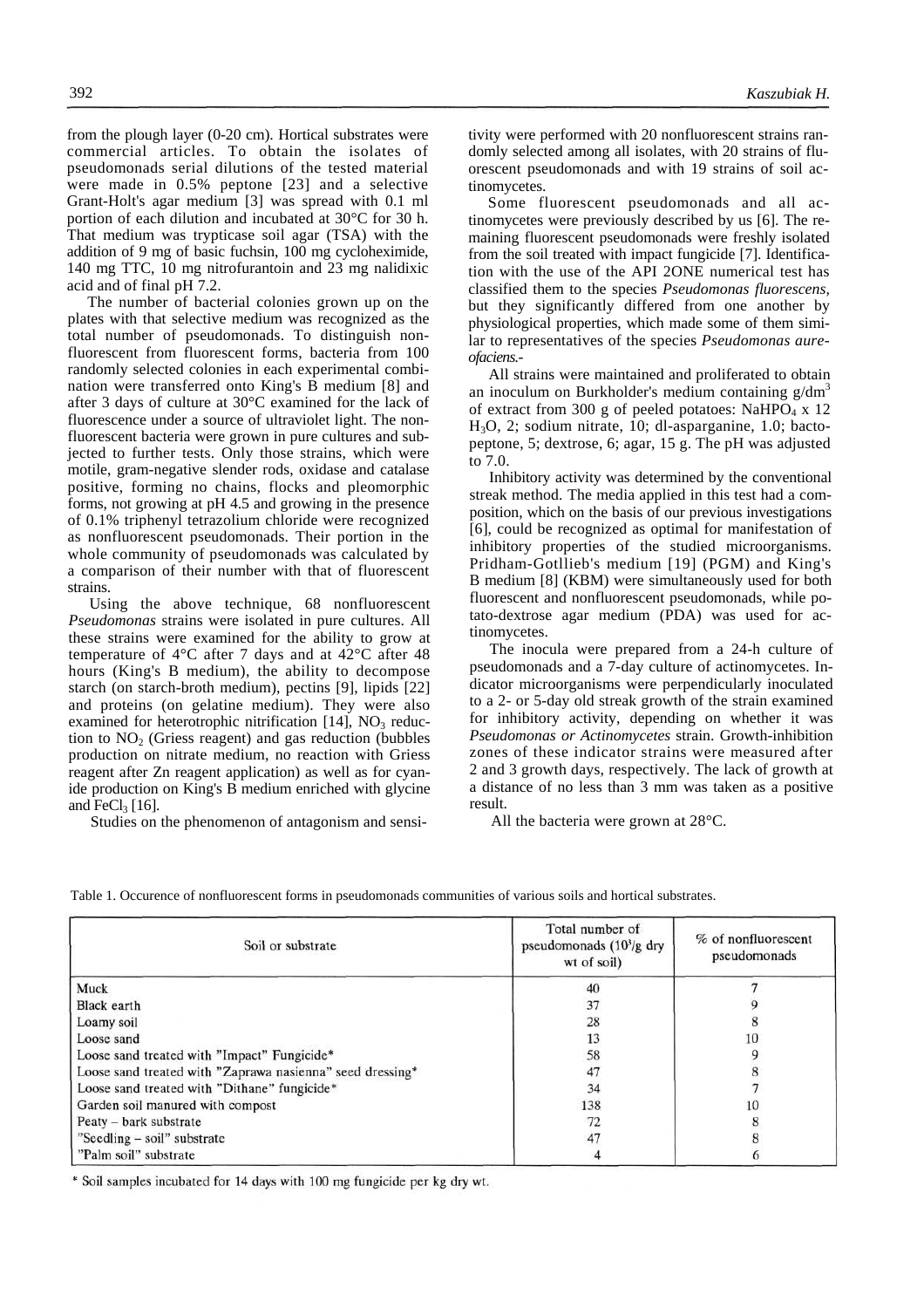from the plough layer (0-20 cm). Hortical substrates were commercial articles. To obtain the isolates of pseudomonads serial dilutions of the tested material were made in 0.5% peptone [23] and a selective Grant-Holt's agar medium [3] was spread with 0.1 ml portion of each dilution and incubated at 30°C for 30 h. That medium was trypticase soil agar (TSA) with the addition of 9 mg of basic fuchsin, 100 mg cycloheximide, 140 mg TTC, 10 mg nitrofurantoin and 23 mg nalidixic acid and of final pH 7.2.

The number of bacterial colonies grown up on the plates with that selective medium was recognized as the total number of pseudomonads. To distinguish nonfluorescent from fluorescent forms, bacteria from 100 randomly selected colonies in each experimental combination were transferred onto King's B medium [8] and after 3 days of culture at 30°C examined for the lack of fluorescence under a source of ultraviolet light. The nonfluorescent bacteria were grown in pure cultures and subjected to further tests. Only those strains, which were motile, gram-negative slender rods, oxidase and catalase positive, forming no chains, flocks and pleomorphic forms, not growing at pH 4.5 and growing in the presence of 0.1% triphenyl tetrazolium chloride were recognized as nonfluorescent pseudomonads. Their portion in the whole community of pseudomonads was calculated by a comparison of their number with that of fluorescent strains.

Using the above technique, 68 nonfluorescent *Pseudomonas* strains were isolated in pure cultures. All these strains were examined for the ability to grow at temperature of 4°C after 7 days and at 42°C after 48 hours (King's B medium), the ability to decompose starch (on starch-broth medium), pectins [9], lipids [22] and proteins (on gelatine medium). They were also examined for heterotrophic nitrification [14], $NO_3$ reduction to $NO_2$ (Griess reagent) and gas reduction (bubbles production on nitrate medium, no reaction with Griess reagent after Zn reagent application) as well as for cyanide production on King's B medium enriched with glycine and $FeCl_3$ [16].

Studies on the phenomenon of antagonism and sensitivity were performed with 20 nonfluorescent strains randomly selected among all isolates, with 20 strains of fluorescent pseudomonads and with 19 strains of soil actinomycetes.

Some fluorescent pseudomonads and all actinomycetes were previously described by us [6]. The remaining fluorescent pseudomonads were freshly isolated from the soil treated with impact fungicide [7]. Identification with the use of the API 2ONE numerical test has classified them to the species *Pseudomonas fluorescens*, but they significantly differed from one another by physiological properties, which made some of them similar to representatives of the species *Pseudomonas aureofaciens*.-

All strains were maintained and proliferated to obtain an inoculum on Burkholder's medium containing g/dm$^3$ of extract from 300 g of peeled potatoes: $NaHPO_4$ x 12 $H_3O$, 2; sodium nitrate, 10; dl-asparganine, 1.0; bactopeptone, 5; dextrose, 6; agar, 15 g. The pH was adjusted to 7.0.

Inhibitory activity was determined by the conventional streak method. The media applied in this test had a composition, which on the basis of our previous investigations [6], could be recognized as optimal for manifestation of inhibitory properties of the studied microorganisms. Pridham-Gotllieb's medium [19] (PGM) and King's B medium [8] (KBM) were simultaneously used for both fluorescent and nonfluorescent pseudomonads, while potato-dextrose agar medium (PDA) was used for actinomycetes.

The inocula were prepared from a 24-h culture of pseudomonads and a 7-day culture of actinomycetes. Indicator microorganisms were perpendicularly inoculated to a 2- or 5-day old streak growth of the strain examined for inhibitory activity, depending on whether it was *Pseudomonas or Actinomycetes* strain. Growth-inhibition zones of these indicator strains were measured after 2 and 3 growth days, respectively. The lack of growth at a distance of no less than 3 mm was taken as a positive result.

All the bacteria were grown at 28°C.

Table 1. Occurence of nonfluorescent forms in pseudomonads communities of various soils and hortical substrates.

| Soil or substrate | Total number of pseudomonads ($10^3$/g dry wt of soil) | % of nonfluorescent pseudomonads |
|---|---|---|
| Muck | 40 | 7 |
| Black earth | 37 | 9 |
| Loamy soil | 28 | 8 |
| Loose sand | 13 | 10 |
| Loose sand treated with "Impact" Fungicide* | 58 | 9 |
| Loose sand treated with "Zaprawa nasienna" seed dressing* | 47 | 8 |
| Loose sand treated with "Dithane" fungicide* | 34 | 7 |
| Garden soil manured with compost | 138 | 10 |
| Peaty – bark substrate | 72 | 8 |
| "Seedling – soil" substrate | 47 | 8 |
| "Palm soil" substrate | 4 | 6 |

* Soil samples incubated for 14 days with 100 mg fungicide per kg dry wt.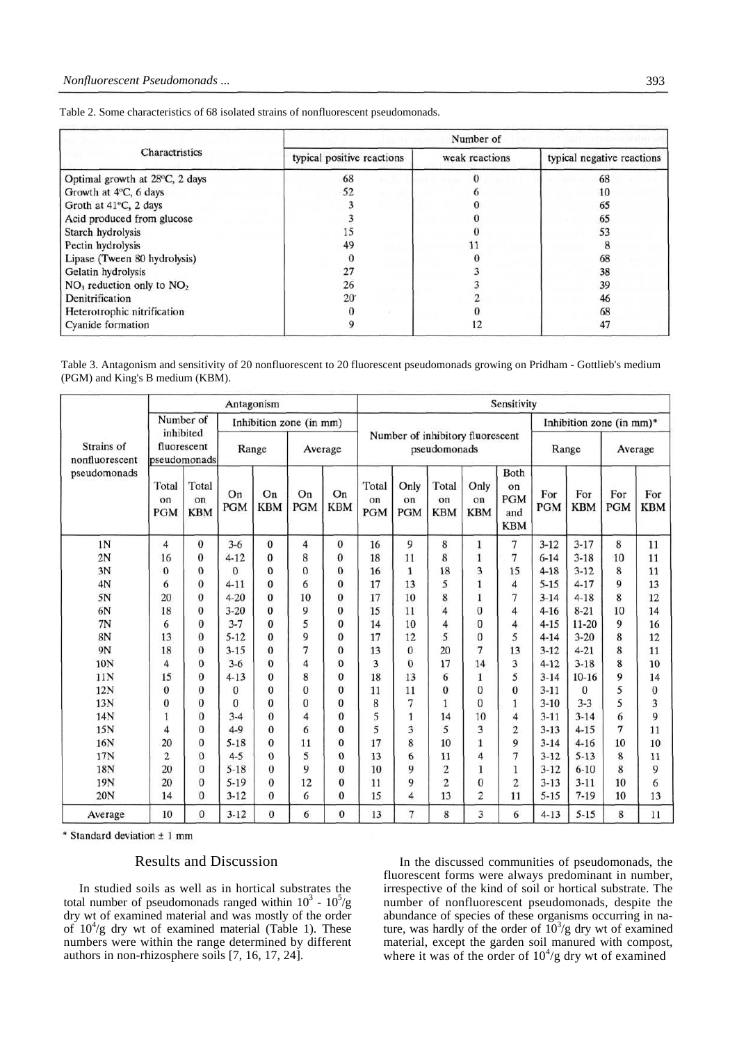Table 2. Some characteristics of 68 isolated strains of nonfluorescent pseudomonads.

| Charactristics | Number of | | |
|---|---|---|---|
| | typical positive reactions | weak reactions | typical negative reactions |
| Optimal growth at 28°C, 2 days | 68 | 0 | 68 |
| Growth at 4°C, 6 days | 52 | 6 | 10 |
| Groth at 41°C, 2 days | 3 | 0 | 65 |
| Acid produced from glucose | 3 | 0 | 65 |
| Starch hydrolysis | 15 | 0 | 53 |
| Pectin hydrolysis | 49 | 11 | 8 |
| Lipase (Tween 80 hydrolysis) | 0 | 0 | 68 |
| Gelatin hydrolysis | 27 | 3 | 38 |
| $NO_3$ reduction only to $NO_2$ | 26 | 3 | 39 |
| Denitrification | 20 | 2 | 46 |
| Heterotrophic nitrification | 0 | 0 | 68 |
| Cyanide formation | 9 | 12 | 47 |

Table 3. Antagonism and sensitivity of 20 nonfluorescent to 20 fluorescent pseudomonads growing on Pridham - Gottlieb's medium (PGM) and King's B medium (KBM).

| Strains of nonfluorescent pseudomonads | Antagonism | | | | | | Sensitivity | | | | | | | | |
|---|---|---|---|---|---|---|---|---|---|---|---|---|---|---|---|
| | Number of inhibited fluorescent pseudomonads | | Inhibition zone (in mm) | | | | Number of inhibitory fluorescent pseudomonads | | | | | Inhibition zone (in mm)* | | | |
| | | | Range | | Average | | | | | | | Range | | Average | |
| | Total on PGM | Total on KBM | On PGM | On KBM | On PGM | On KBM | Total on PGM | Only on PGM | Total on KBM | Only on KBM | Both on PGM and KBM | For PGM | For KBM | For PGM | For KBM |
| 1N | 4 | 0 | 3-6 | 0 | 4 | 0 | 16 | 9 | 8 | 1 | 7 | 3-12 | 3-17 | 8 | 11 |
| 2N | 16 | 0 | 4-12 | 0 | 8 | 0 | 18 | 11 | 8 | 1 | 7 | 6-14 | 3-18 | 10 | 11 |
| 3N | 0 | 0 | 0 | 0 | 0 | 0 | 16 | 1 | 18 | 3 | 15 | 4-18 | 3-12 | 8 | 11 |
| 4N | 6 | 0 | 4-11 | 0 | 6 | 0 | 17 | 13 | 5 | 1 | 4 | 5-15 | 4-17 | 9 | 13 |
| 5N | 20 | 0 | 4-20 | 0 | 10 | 0 | 17 | 10 | 8 | 1 | 7 | 3-14 | 4-18 | 8 | 12 |
| 6N | 18 | 0 | 3-20 | 0 | 9 | 0 | 15 | 11 | 4 | 0 | 4 | 4-16 | 8-21 | 10 | 14 |
| 7N | 6 | 0 | 3-7 | 0 | 5 | 0 | 14 | 10 | 4 | 0 | 4 | 4-15 | 11-20 | 9 | 16 |
| 8N | 13 | 0 | 5-12 | 0 | 9 | 0 | 17 | 12 | 5 | 0 | 5 | 4-14 | 3-20 | 8 | 12 |
| 9N | 18 | 0 | 3-15 | 0 | 7 | 0 | 13 | 0 | 20 | 7 | 13 | 3-12 | 4-21 | 8 | 11 |
| 10N | 4 | 0 | 3-6 | 0 | 4 | 0 | 3 | 0 | 17 | 14 | 3 | 4-12 | 3-18 | 8 | 10 |
| 11N | 15 | 0 | 4-13 | 0 | 8 | 0 | 18 | 13 | 6 | 1 | 5 | 3-14 | 10-16 | 9 | 14 |
| 12N | 0 | 0 | 0 | 0 | 0 | 0 | 11 | 11 | 0 | 0 | 0 | 3-11 | 0 | 5 | 0 |
| 13N | 0 | 0 | 0 | 0 | 0 | 0 | 8 | 7 | 1 | 0 | 1 | 3-10 | 3-3 | 5 | 3 |
| 14N | 1 | 0 | 3-4 | 0 | 4 | 0 | 5 | 1 | 14 | 10 | 4 | 3-11 | 3-14 | 6 | 9 |
| 15N | 4 | 0 | 4-9 | 0 | 6 | 0 | 5 | 3 | 5 | 3 | 2 | 3-13 | 4-15 | 7 | 11 |
| 16N | 20 | 0 | 5-18 | 0 | 11 | 0 | 17 | 8 | 10 | 1 | 9 | 3-14 | 4-16 | 10 | 10 |
| 17N | 2 | 0 | 4-5 | 0 | 5 | 0 | 13 | 6 | 11 | 4 | 7 | 3-12 | 5-13 | 8 | 11 |
| 18N | 20 | 0 | 5-18 | 0 | 9 | 0 | 10 | 9 | 2 | 1 | 1 | 3-12 | 6-10 | 8 | 9 |
| 19N | 20 | 0 | 5-19 | 0 | 12 | 0 | 11 | 9 | 2 | 0 | 2 | 3-13 | 3-11 | 10 | 6 |
| 20N | 14 | 0 | 3-12 | 0 | 6 | 0 | 15 | 4 | 13 | 2 | 11 | 5-15 | 7-19 | 10 | 13 |
| Average | 10 | 0 | 3-12 | 0 | 6 | 0 | 13 | 7 | 8 | 3 | 6 | 4-13 | 5-15 | 8 | 11 |

\* Standard deviation ± 1 mm

## Results and Discussion

In studied soils as well as in hortical substrates the total number of pseudomonads ranged within $10^3$ - $10^5$/g dry wt of examined material and was mostly of the order of $10^4$/g dry wt of examined material (Table 1). These numbers were within the range determined by different authors in non-rhizosphere soils [7, 16, 17, 24].

In the discussed communities of pseudomonads, the fluorescent forms were always predominant in number, irrespective of the kind of soil or hortical substrate. The number of nonfluorescent pseudomonads, despite the abundance of species of these organisms occurring in nature, was hardly of the order of $10^3$/g dry wt of examined material, except the garden soil manured with compost, where it was of the order of $10^4$/g dry wt of examined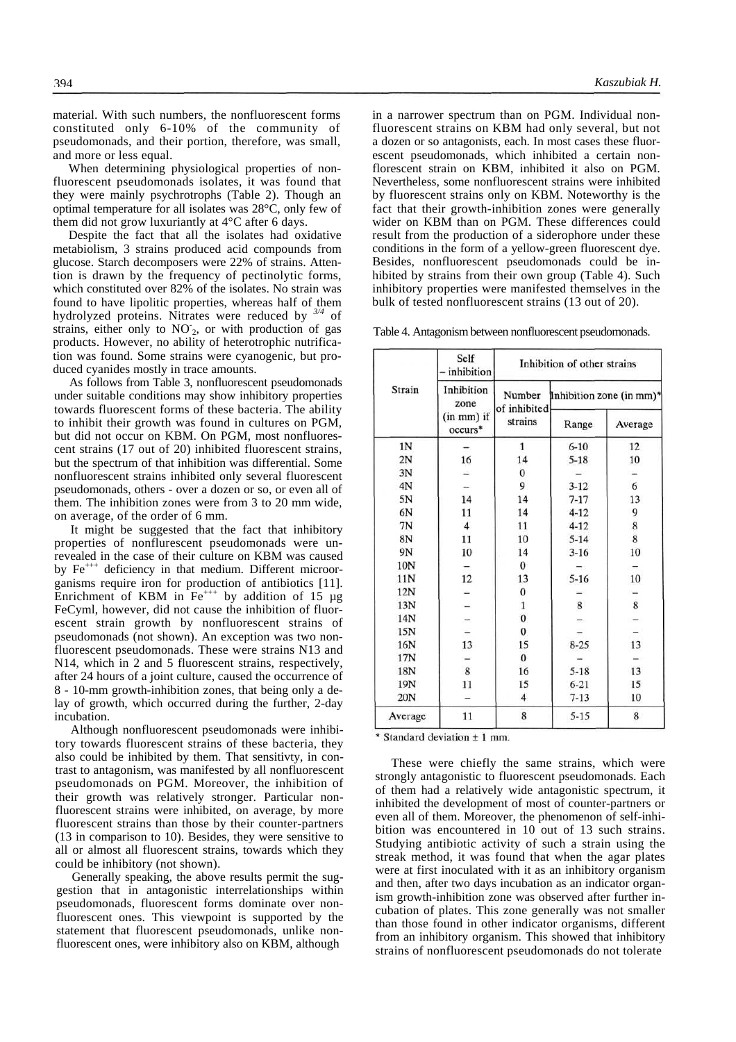material. With such numbers, the nonfluorescent forms constituted only 6-10% of the community of pseudomonads, and their portion, therefore, was small, and more or less equal.

When determining physiological properties of nonfluorescent pseudomonads isolates, it was found that they were mainly psychrotrophs (Table 2). Though an optimal temperature for all isolates was 28°C, only few of them did not grow luxuriantly at 4°C after 6 days.

Despite the fact that all the isolates had oxidative metabiolism, 3 strains produced acid compounds from glucose. Starch decomposers were 22% of strains. Attention is drawn by the frequency of pectinolytic forms, which constituted over 82% of the isolates. No strain was found to have lipolitic properties, whereas half of them hydrolyzed proteins. Nitrates were reduced by $^{3/4}$ of strains, either only to $NO_2^-$, or with production of gas products. However, no ability of heterotrophic nutrification was found. Some strains were cyanogenic, but produced cyanides mostly in trace amounts.

As follows from Table 3, nonfluorescent pseudomonads under suitable conditions may show inhibitory properties towards fluorescent forms of these bacteria. The ability to inhibit their growth was found in cultures on PGM, but did not occur on KBM. On PGM, most nonfluorescent strains (17 out of 20) inhibited fluorescent strains, but the spectrum of that inhibition was differential. Some nonfluorescent strains inhibited only several fluorescent pseudomonads, others - over a dozen or so, or even all of them. The inhibition zones were from 3 to 20 mm wide, on average, of the order of 6 mm.

It might be suggested that the fact that inhibitory properties of nonflurescent pseudomonads were unrevealed in the case of their culture on KBM was caused by $Fe^{+++}$ deficiency in that medium. Different microorganisms require iron for production of antibiotics [11]. Enrichment of KBM in $Fe^{+++}$ by addition of 15 µg FeCyml, however, did not cause the inhibition of fluorescent strain growth by nonfluorescent strains of pseudomonads (not shown). An exception was two nonfluorescent pseudomonads. These were strains N13 and N14, which in 2 and 5 fluorescent strains, respectively, after 24 hours of a joint culture, caused the occurrence of 8 - 10-mm growth-inhibition zones, that being only a delay of growth, which occurred during the further, 2-day incubation.

Although nonfluorescent pseudomonads were inhibitory towards fluorescent strains of these bacteria, they also could be inhibited by them. That sensitivty, in contrast to antagonism, was manifested by all nonfluorescent pseudomonads on PGM. Moreover, the inhibition of their growth was relatively stronger. Particular nonfluorescent strains were inhibited, on average, by more fluorescent strains than those by their counter-partners (13 in comparison to 10). Besides, they were sensitive to all or almost all fluorescent strains, towards which they could be inhibitory (not shown).

Generally speaking, the above results permit the suggestion that in antagonistic interrelationships within pseudomonads, fluorescent forms dominate over nonfluorescent ones. This viewpoint is supported by the statement that fluorescent pseudomonads, unlike nonfluorescent ones, were inhibitory also on KBM, although in a narrower spectrum than on PGM. Individual nonfluorescent strains on KBM had only several, but not a dozen or so antagonists, each. In most cases these fluorescent pseudomonads, which inhibited a certain nonflorescent strain on KBM, inhibited it also on PGM. Nevertheless, some nonfluorescent strains were inhibited by fluorescent strains only on KBM. Noteworthy is the fact that their growth-inhibition zones were generally wider on KBM than on PGM. These differences could result from the production of a siderophore under these conditions in the form of a yellow-green fluorescent dye. Besides, nonfluorescent pseudomonads could be inhibited by strains from their own group (Table 4). Such inhibitory properties were manifested themselves in the bulk of tested nonfluorescent strains (13 out of 20).

Table 4. Antagonism between nonfluorescent pseudomonads.

| Strain | Self – inhibition | Inhibition of other strains | | |
|---|---|---|---|---|
| | Inhibition zone (in mm) if occurs* | Number of inhibited strains | Inhibition zone (in mm)* | |
| | | | Range | Average |
| 1N | – | 1 | 6-10 | 12 |
| 2N | 16 | 14 | 5-18 | 10 |
| 3N | – | 0 | – | – |
| 4N | – | 9 | 3-12 | 6 |
| 5N | 14 | 14 | 7-17 | 13 |
| 6N | 11 | 14 | 4-12 | 9 |
| 7N | 4 | 11 | 4-12 | 8 |
| 8N | 11 | 10 | 5-14 | 8 |
| 9N | 10 | 14 | 3-16 | 10 |
| 10N | – | 0 | – | – |
| 11N | 12 | 13 | 5-16 | 10 |
| 12N | – | 0 | – | – |
| 13N | – | 1 | 8 | 8 |
| 14N | – | 0 | – | – |
| 15N | – | 0 | – | – |
| 16N | 13 | 15 | 8-25 | 13 |
| 17N | – | 0 | – | – |
| 18N | 8 | 16 | 5-18 | 13 |
| 19N | 11 | 15 | 6-21 | 15 |
| 20N | – | 4 | 7-13 | 10 |
| Average | 11 | 8 | 5-15 | 8 |

\* Standard deviation ± 1 mm.

These were chiefly the same strains, which were strongly antagonistic to fluorescent pseudomonads. Each of them had a relatively wide antagonistic spectrum, it inhibited the development of most of counter-partners or even all of them. Moreover, the phenomenon of self-inhibition was encountered in 10 out of 13 such strains. Studying antibiotic activity of such a strain using the streak method, it was found that when the agar plates were at first inoculated with it as an inhibitory organism and then, after two days incubation as an indicator organism growth-inhibition zone was observed after further incubation of plates. This zone generally was not smaller than those found in other indicator organisms, different from an inhibitory organism. This showed that inhibitory strains of nonfluorescent pseudomonads do not tolerate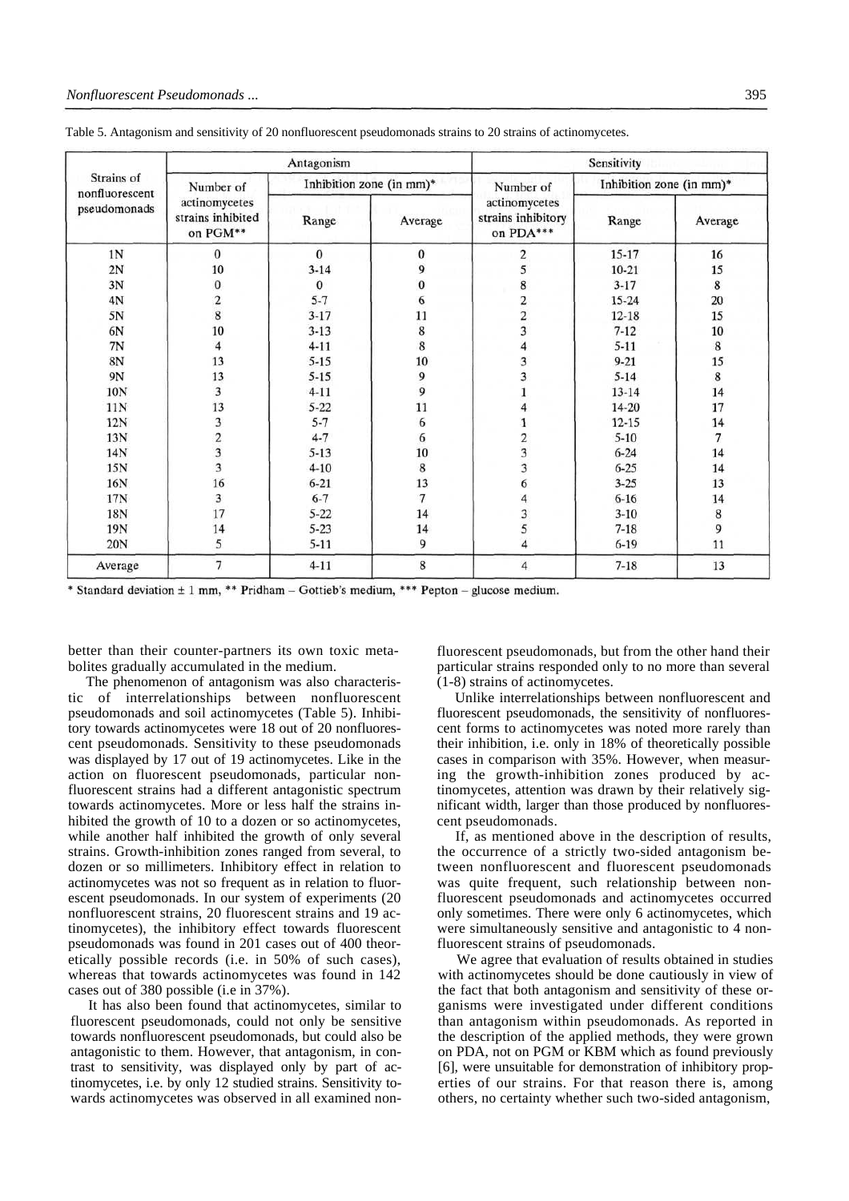Table 5. Antagonism and sensitivity of 20 nonfluorescent pseudomonads strains to 20 strains of actinomycetes.

| Strains of nonfluorescent pseudomonads | Antagonism | | | Sensitivity | | |
|---|---|---|---|---|---|---|
| | Number of actinomycetes strains inhibited on PGM** | Inhibition zone (in mm)* | | Number of actinomycetes strains inhibitory on PDA*** | Inhibition zone (in mm)* | |
| | | Range | Average | | Range | Average |
| 1N | 0 | 0 | 0 | 2 | 15-17 | 16 |
| 2N | 10 | 3-14 | 9 | 5 | 10-21 | 15 |
| 3N | 0 | 0 | 0 | 8 | 3-17 | 8 |
| 4N | 2 | 5-7 | 6 | 2 | 15-24 | 20 |
| 5N | 8 | 3-17 | 11 | 2 | 12-18 | 15 |
| 6N | 10 | 3-13 | 8 | 3 | 7-12 | 10 |
| 7N | 4 | 4-11 | 8 | 4 | 5-11 | 8 |
| 8N | 13 | 5-15 | 10 | 3 | 9-21 | 15 |
| 9N | 13 | 5-15 | 9 | 3 | 5-14 | 8 |
| 10N | 3 | 4-11 | 9 | 1 | 13-14 | 14 |
| 11N | 13 | 5-22 | 11 | 4 | 14-20 | 17 |
| 12N | 3 | 5-7 | 6 | 1 | 12-15 | 14 |
| 13N | 2 | 4-7 | 6 | 2 | 5-10 | 7 |
| 14N | 3 | 5-13 | 10 | 3 | 6-24 | 14 |
| 15N | 3 | 4-10 | 8 | 3 | 6-25 | 14 |
| 16N | 16 | 6-21 | 13 | 6 | 3-25 | 13 |
| 17N | 3 | 6-7 | 7 | 4 | 6-16 | 14 |
| 18N | 17 | 5-22 | 14 | 3 | 3-10 | 8 |
| 19N | 14 | 5-23 | 14 | 5 | 7-18 | 9 |
| 20N | 5 | 5-11 | 9 | 4 | 6-19 | 11 |
| Average | 7 | 4-11 | 8 | 4 | 7-18 | 13 |

* Standard deviation ± 1 mm, ** Pridham – Gottieb's medium, *** Pepton – glucose medium.

better than their counter-partners its own toxic metabolites gradually accumulated in the medium.

The phenomenon of antagonism was also characteristic of interrelationships between nonfluorescent pseudomonads and soil actinomycetes (Table 5). Inhibitory towards actinomycetes were 18 out of 20 nonfluorescent pseudomonads. Sensitivity to these pseudomonads was displayed by 17 out of 19 actinomycetes. Like in the action on fluorescent pseudomonads, particular nonfluorescent strains had a different antagonistic spectrum towards actinomycetes. More or less half the strains inhibited the growth of 10 to a dozen or so actinomycetes, while another half inhibited the growth of only several strains. Growth-inhibition zones ranged from several, to dozen or so millimeters. Inhibitory effect in relation to actinomycetes was not so frequent as in relation to fluorescent pseudomonads. In our system of experiments (20 nonfluorescent strains, 20 fluorescent strains and 19 actinomycetes), the inhibitory effect towards fluorescent pseudomonads was found in 201 cases out of 400 theoretically possible records (i.e. in 50% of such cases), whereas that towards actinomycetes was found in 142 cases out of 380 possible (i.e in 37%).

It has also been found that actinomycetes, similar to fluorescent pseudomonads, could not only be sensitive towards nonfluorescent pseudomonads, but could also be antagonistic to them. However, that antagonism, in contrast to sensitivity, was displayed only by part of actinomycetes, i.e. by only 12 studied strains. Sensitivity towards actinomycetes was observed in all examined nonfluorescent pseudomonads, but from the other hand their particular strains responded only to no more than several (1-8) strains of actinomycetes.

Unlike interrelationships between nonfluorescent and fluorescent pseudomonads, the sensitivity of nonfluorescent forms to actinomycetes was noted more rarely than their inhibition, i.e. only in 18% of theoretically possible cases in comparison with 35%. However, when measuring the growth-inhibition zones produced by actinomycetes, attention was drawn by their relatively significant width, larger than those produced by nonfluorescent pseudomonads.

If, as mentioned above in the description of results, the occurrence of a strictly two-sided antagonism between nonfluorescent and fluorescent pseudomonads was quite frequent, such relationship between nonfluorescent pseudomonads and actinomycetes occurred only sometimes. There were only 6 actinomycetes, which were simultaneously sensitive and antagonistic to 4 nonfluorescent strains of pseudomonads.

We agree that evaluation of results obtained in studies with actinomycetes should be done cautiously in view of the fact that both antagonism and sensitivity of these organisms were investigated under different conditions than antagonism within pseudomonads. As reported in the description of the applied methods, they were grown on PDA, not on PGM or KBM which as found previously [6], were unsuitable for demonstration of inhibitory properties of our strains. For that reason there is, among others, no certainty whether such two-sided antagonism,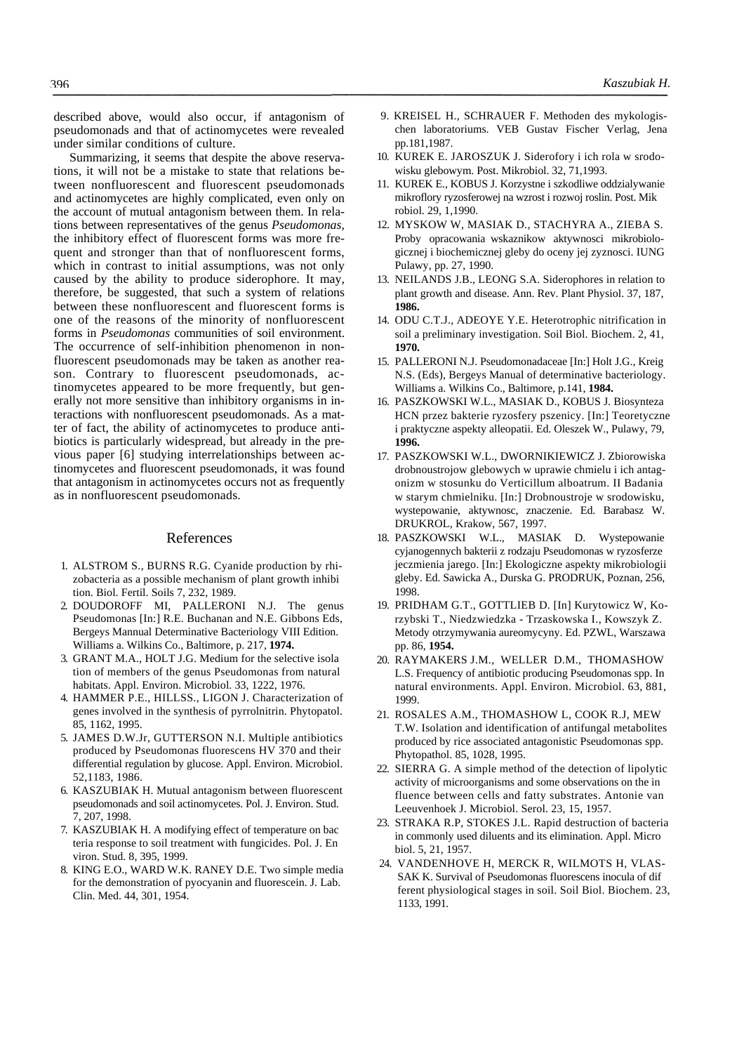described above, would also occur, if antagonism of pseudomonads and that of actinomycetes were revealed under similar conditions of culture.

Summarizing, it seems that despite the above reservations, it will not be a mistake to state that relations between nonfluorescent and fluorescent pseudomonads and actinomycetes are highly complicated, even only on the account of mutual antagonism between them. In relations between representatives of the genus *Pseudomonas*, the inhibitory effect of fluorescent forms was more frequent and stronger than that of nonfluorescent forms, which in contrast to initial assumptions, was not only caused by the ability to produce siderophore. It may, therefore, be suggested, that such a system of relations between these nonfluorescent and fluorescent forms is one of the reasons of the minority of nonfluorescent forms in *Pseudomonas* communities of soil environment. The occurrence of self-inhibition phenomenon in nonfluorescent pseudomonads may be taken as another reason. Contrary to fluorescent pseudomonads, actinomycetes appeared to be more frequently, but generally not more sensitive than inhibitory organisms in interactions with nonfluorescent pseudomonads. As a matter of fact, the ability of actinomycetes to produce antibiotics is particularly widespread, but already in the previous paper [6] studying interrelationships between actinomycetes and fluorescent pseudomonads, it was found that antagonism in actinomycetes occurs not as frequently as in nonfluorescent pseudomonads.

## References

1. ALSTROM S., BURNS R.G. Cyanide production by rhizobacteria as a possible mechanism of plant growth inhibition. Biol. Fertil. Soils 7, 232, 1989.
2. DOUDOROFF MI, PALLERONI N.J. The genus Pseudomonas [In:] R.E. Buchanan and N.E. Gibbons Eds, Bergeys Mannual Determinative Bacteriology VIII Edition. Williams a. Wilkins Co., Baltimore, p. 217, **1974.**
3. GRANT M.A., HOLT J.G. Medium for the selective isolation of members of the genus Pseudomonas from natural habitats. Appl. Environ. Microbiol. 33, 1222, 1976.
4. HAMMER P.E., HILLSS., LIGON J. Characterization of genes involved in the synthesis of pyrrolnitrin. Phytopatol. 85, 1162, 1995.
5. JAMES D.W.Jr, GUTTERSON N.I. Multiple antibiotics produced by Pseudomonas fluorescens HV 370 and their differential regulation by glucose. Appl. Environ. Microbiol. 52,1183, 1986.
6. KASZUBIAK H. Mutual antagonism between fluorescent pseudomonads and soil actinomycetes. Pol. J. Environ. Stud. 7, 207, 1998.
7. KASZUBIAK H. A modifying effect of temperature on bacteria response to soil treatment with fungicides. Pol. J. Environ. Stud. 8, 395, 1999.
8. KING E.O., WARD W.K. RANEY D.E. Two simple media for the demonstration of pyocyanin and fluorescein. J. Lab. Clin. Med. 44, 301, 1954.
9. KREISEL H., SCHRAUER F. Methoden des mykologischen laboratoriums. VEB Gustav Fischer Verlag, Jena pp.181,1987.
10. KUREK E. JAROSZUK J. Siderofory i ich rola w srodowisku glebowym. Post. Mikrobiol. 32, 71,1993.
11. KUREK E., KOBUS J. Korzystne i szkodliwe oddzialywanie mikroflory ryzosferowej na wzrost i rozwoj roslin. Post. Mikrobiol. 29, 1,1990.
12. MYSKOW W, MASIAK D., STACHYRA A., ZIEBA S. Proby opracowania wskaznikow aktywnosci mikrobiologicznej i biochemicznej gleby do oceny jej zyznosci. IUNG Pulawy, pp. 27, 1990.
13. NEILANDS J.B., LEONG S.A. Siderophores in relation to plant growth and disease. Ann. Rev. Plant Physiol. 37, 187, **1986.**
14. ODU C.T.J., ADEOYE Y.E. Heterotrophic nitrification in soil a preliminary investigation. Soil Biol. Biochem. 2, 41, **1970.**
15. PALLERONI N.J. Pseudomonadaceae [In:] Holt J.G., Kreig N.S. (Eds), Bergeys Manual of determinative bacteriology. Williams a. Wilkins Co., Baltimore, p.141, **1984.**
16. PASZKOWSKI W.L., MASIAK D., KOBUS J. Biosynteza HCN przez bakterie ryzosfery pszenicy. [In:] Teoretyczne i praktyczne aspekty alleopatii. Ed. Oleszek W., Pulawy, 79, **1996.**
17. PASZKOWSKI W.L., DWORNIKIEWICZ J. Zbiorowiska drobnoustrojow glebowych w uprawie chmielu i ich antagonizm w stosunku do Verticillum alboatrum. II Badania w starym chmielniku. [In:] Drobnoustroje w srodowisku, wystepowanie, aktywnosc, znaczenie. Ed. Barabasz W. DRUKROL, Krakow, 567, 1997.
18. PASZKOWSKI W.L., MASIAK D. Wystepowanie cyjanogennych bakterii z rodzaju Pseudomonas w ryzosferze jeczmienia jarego. [In:] Ekologiczne aspekty mikrobiologii gleby. Ed. Sawicka A., Durska G. PRODRUK, Poznan, 256, 1998.
19. PRIDHAM G.T., GOTTLIEB D. [In] Kurytowicz W, Korzybski T., Niedzwiedzka - Trzaskowska I., Kowszyk Z. Metody otrzymywania aureomycyny. Ed. PZWL, Warszawa pp. 86, **1954.**
20. RAYMAKERS J.M., WELLER D.M., THOMASHOW L.S. Frequency of antibiotic producing Pseudomonas spp. In natural environments. Appl. Environ. Microbiol. 63, 881, 1999.
21. ROSALES A.M., THOMASHOW L, COOK R.J, MEW T.W. Isolation and identification of antifungal metabolites produced by rice associated antagonistic Pseudomonas spp. Phytopathol. 85, 1028, 1995.
22. SIERRA G. A simple method of the detection of lipolytic activity of microorganisms and some observations on the influence between cells and fatty substrates. Antonie van Leeuvenhoek J. Microbiol. Serol. 23, 15, 1957.
23. STRAKA R.P, STOKES J.L. Rapid destruction of bacteria in commonly used diluents and its elimination. Appl. Microbiol. 5, 21, 1957.
24. VANDENHOVE H, MERCK R, WILMOTS H, VLASSAK K. Survival of Pseudomonas fluorescens inocula of different physiological stages in soil. Soil Biol. Biochem. 23, 1133, 1991.